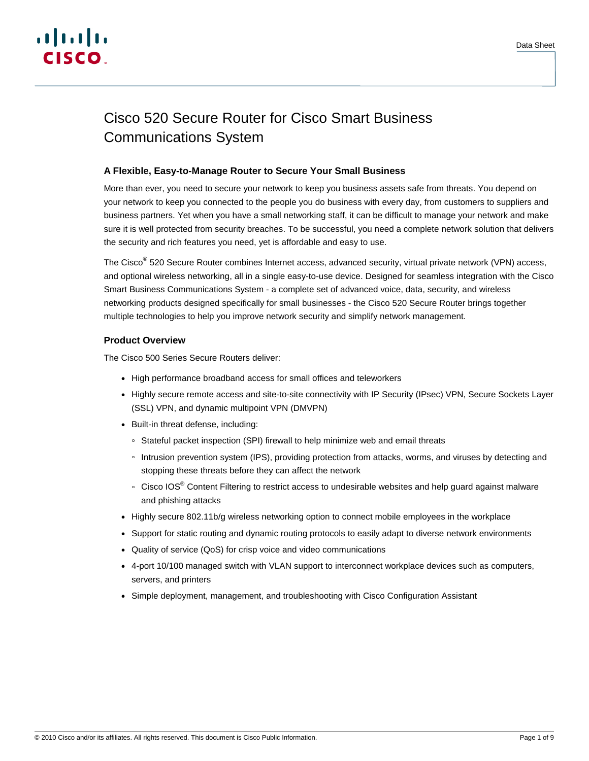# Cisco 520 Secure Router for Cisco Smart Business Communications System

## A Flexible, Easy-to-Manage Router to Secure Your Small Business

More than ever, you need to secure your network to keep you business assets safe from threats. You depend on your network to keep you connected to the people you do business with every day, from customers to suppliers and business partners. Yet when you have a small networking staff, it can be difficult to manage your network and make sure it is well protected from security breaches. To be successful, you need a complete network solution that delivers the security and rich features you need, yet is affordable and easy to use.

The Cisco® 520 Secure Router combines Internet access, advanced security, virtual private network (VPN) access, and optional wireless networking, all in a single easy-to-use device. Designed for seamless integration with the Cisco Smart Business Communications System - a complete set of advanced voice, data, security, and wireless networking products designed specifically for small businesses - the Cisco 520 Secure Router brings together multiple technologies to help you improve network security and simplify network management.

## Product Overview

The Cisco 500 Series Secure Routers deliver:

- High performance broadband access for small offices and teleworkers
- Highly secure remote access and site-to-site connectivity with IP Security (IPsec) VPN, Secure Sockets Layer (SSL) VPN, and dynamic multipoint VPN (DMVPN)
- Built-in threat defense, including:
  - Stateful packet inspection (SPI) firewall to help minimize web and email threats
  - Intrusion prevention system (IPS), providing protection from attacks, worms, and viruses by detecting and stopping these threats before they can affect the network
  - Cisco IOS® Content Filtering to restrict access to undesirable websites and help guard against malware and phishing attacks
- Highly secure 802.11b/g wireless networking option to connect mobile employees in the workplace
- Support for static routing and dynamic routing protocols to easily adapt to diverse network environments
- Quality of service (QoS) for crisp voice and video communications
- 4-port 10/100 managed switch with VLAN support to interconnect workplace devices such as computers, servers, and printers
- Simple deployment, management, and troubleshooting with Cisco Configuration Assistant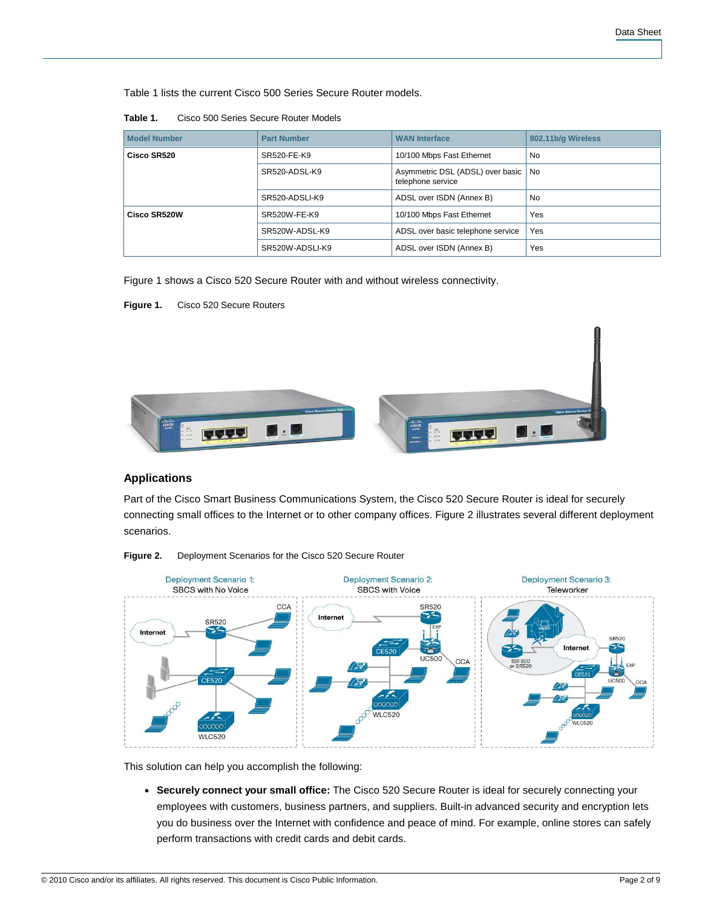Table 1 lists the current Cisco 500 Series Secure Router models.

**Table 1.** Cisco 500 Series Secure Router Models

| Model Number | Part Number | WAN Interface | 802.11b/g Wireless |
|---|---|---|---|
| **Cisco SR520** | SR520-FE-K9 | 10/100 Mbps Fast Ethernet | No |
| | SR520-ADSL-K9 | Asymmetric DSL (ADSL) over basic telephone service | No |
| | SR520-ADSLI-K9 | ADSL over ISDN (Annex B) | No |
| **Cisco SR520W** | SR520W-FE-K9 | 10/100 Mbps Fast Ethernet | Yes |
| | SR520W-ADSL-K9 | ADSL over basic telephone service | Yes |
| | SR520W-ADSLI-K9 | ADSL over ISDN (Annex B) | Yes |

Figure 1 shows a Cisco 520 Secure Router with and without wireless connectivity.

**Figure 1.** Cisco 520 Secure Routers

## Applications

Part of the Cisco Smart Business Communications System, the Cisco 520 Secure Router is ideal for securely connecting small offices to the Internet or to other company offices. Figure 2 illustrates several different deployment scenarios.

**Figure 2.** Deployment Scenarios for the Cisco 520 Secure Router

This solution can help you accomplish the following:

- **Securely connect your small office:** The Cisco 520 Secure Router is ideal for securely connecting your employees with customers, business partners, and suppliers. Built-in advanced security and encryption lets you do business over the Internet with confidence and peace of mind. For example, online stores can safely perform transactions with credit cards and debit cards.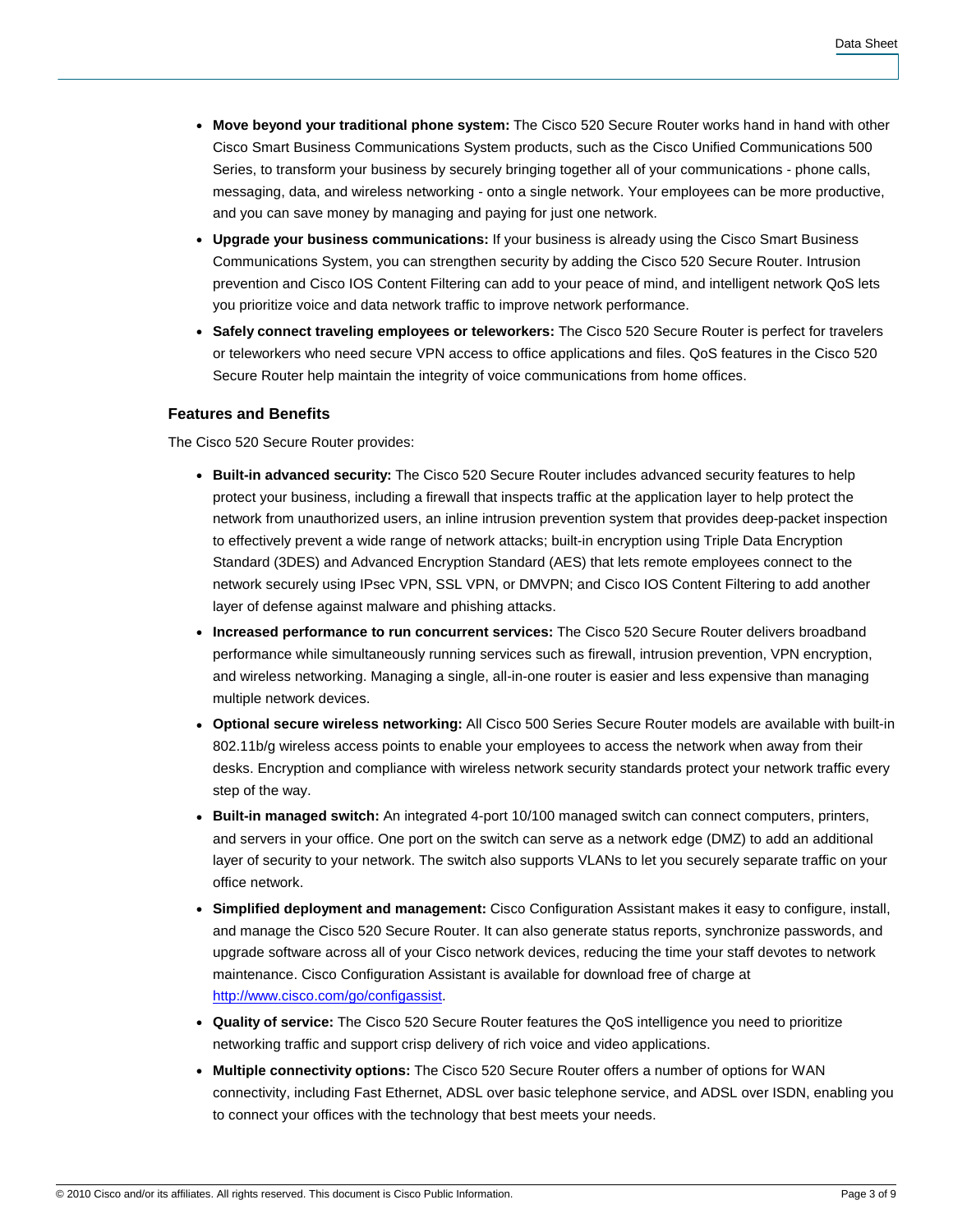- **Move beyond your traditional phone system:** The Cisco 520 Secure Router works hand in hand with other Cisco Smart Business Communications System products, such as the Cisco Unified Communications 500 Series, to transform your business by securely bringing together all of your communications - phone calls, messaging, data, and wireless networking - onto a single network. Your employees can be more productive, and you can save money by managing and paying for just one network.
- **Upgrade your business communications:** If your business is already using the Cisco Smart Business Communications System, you can strengthen security by adding the Cisco 520 Secure Router. Intrusion prevention and Cisco IOS Content Filtering can add to your peace of mind, and intelligent network QoS lets you prioritize voice and data network traffic to improve network performance.
- **Safely connect traveling employees or teleworkers:** The Cisco 520 Secure Router is perfect for travelers or teleworkers who need secure VPN access to office applications and files. QoS features in the Cisco 520 Secure Router help maintain the integrity of voice communications from home offices.

### Features and Benefits

The Cisco 520 Secure Router provides:

- **Built-in advanced security:** The Cisco 520 Secure Router includes advanced security features to help protect your business, including a firewall that inspects traffic at the application layer to help protect the network from unauthorized users, an inline intrusion prevention system that provides deep-packet inspection to effectively prevent a wide range of network attacks; built-in encryption using Triple Data Encryption Standard (3DES) and Advanced Encryption Standard (AES) that lets remote employees connect to the network securely using IPsec VPN, SSL VPN, or DMVPN; and Cisco IOS Content Filtering to add another layer of defense against malware and phishing attacks.
- **Increased performance to run concurrent services:** The Cisco 520 Secure Router delivers broadband performance while simultaneously running services such as firewall, intrusion prevention, VPN encryption, and wireless networking. Managing a single, all-in-one router is easier and less expensive than managing multiple network devices.
- **Optional secure wireless networking:** All Cisco 500 Series Secure Router models are available with built-in 802.11b/g wireless access points to enable your employees to access the network when away from their desks. Encryption and compliance with wireless network security standards protect your network traffic every step of the way.
- **Built-in managed switch:** An integrated 4-port 10/100 managed switch can connect computers, printers, and servers in your office. One port on the switch can serve as a network edge (DMZ) to add an additional layer of security to your network. The switch also supports VLANs to let you securely separate traffic on your office network.
- **Simplified deployment and management:** Cisco Configuration Assistant makes it easy to configure, install, and manage the Cisco 520 Secure Router. It can also generate status reports, synchronize passwords, and upgrade software across all of your Cisco network devices, reducing the time your staff devotes to network maintenance. Cisco Configuration Assistant is available for download free of charge at http://www.cisco.com/go/configassist.
- **Quality of service:** The Cisco 520 Secure Router features the QoS intelligence you need to prioritize networking traffic and support crisp delivery of rich voice and video applications.
- **Multiple connectivity options:** The Cisco 520 Secure Router offers a number of options for WAN connectivity, including Fast Ethernet, ADSL over basic telephone service, and ADSL over ISDN, enabling you to connect your offices with the technology that best meets your needs.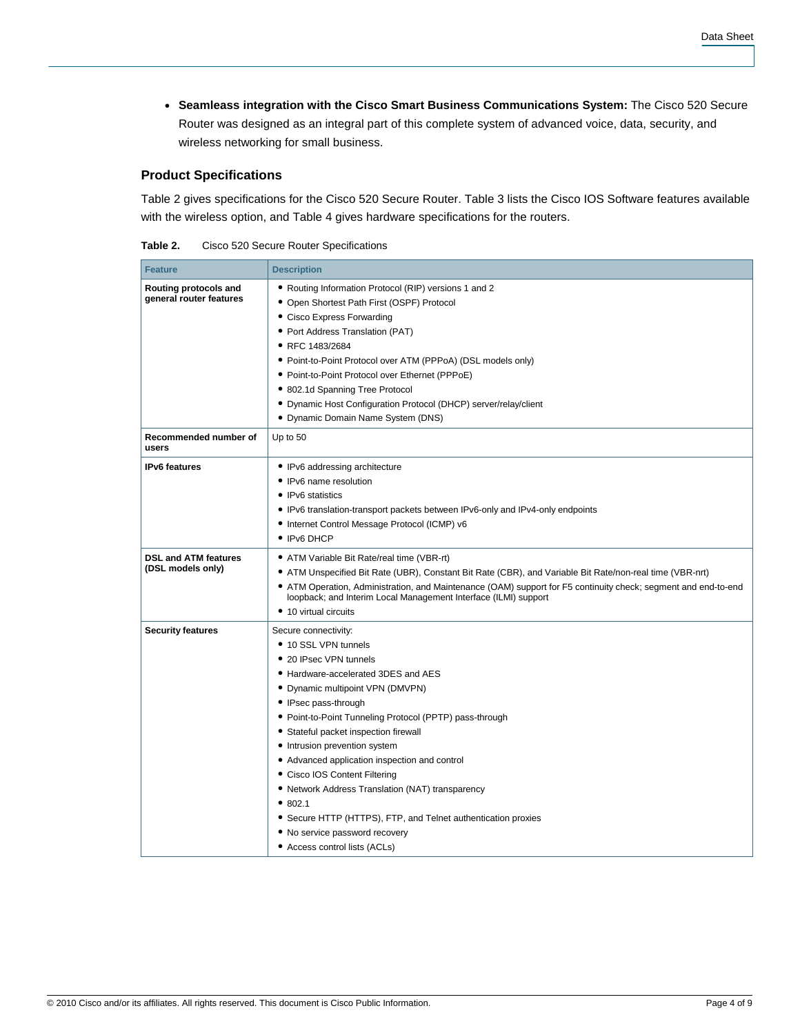- **Seamleass integration with the Cisco Smart Business Communications System:** The Cisco 520 Secure Router was designed as an integral part of this complete system of advanced voice, data, security, and wireless networking for small business.

### Product Specifications

Table 2 gives specifications for the Cisco 520 Secure Router. Table 3 lists the Cisco IOS Software features available with the wireless option, and Table 4 gives hardware specifications for the routers.

**Table 2.** Cisco 520 Secure Router Specifications

| Feature | Description |
| --- | --- |
| **Routing protocols and general router features** | • Routing Information Protocol (RIP) versions 1 and 2<br>• Open Shortest Path First (OSPF) Protocol<br>• Cisco Express Forwarding<br>• Port Address Translation (PAT)<br>• RFC 1483/2684<br>• Point-to-Point Protocol over ATM (PPPoA) (DSL models only)<br>• Point-to-Point Protocol over Ethernet (PPPoE)<br>• 802.1d Spanning Tree Protocol<br>• Dynamic Host Configuration Protocol (DHCP) server/relay/client<br>• Dynamic Domain Name System (DNS) |
| **Recommended number of users** | Up to 50 |
| **IPv6 features** | • IPv6 addressing architecture<br>• IPv6 name resolution<br>• IPv6 statistics<br>• IPv6 translation-transport packets between IPv6-only and IPv4-only endpoints<br>• Internet Control Message Protocol (ICMP) v6<br>• IPv6 DHCP |
| **DSL and ATM features (DSL models only)** | • ATM Variable Bit Rate/real time (VBR-rt)<br>• ATM Unspecified Bit Rate (UBR), Constant Bit Rate (CBR), and Variable Bit Rate/non-real time (VBR-nrt)<br>• ATM Operation, Administration, and Maintenance (OAM) support for F5 continuity check; segment and end-to-end loopback; and Interim Local Management Interface (ILMI) support<br>• 10 virtual circuits |
| **Security features** | Secure connectivity:<br>• 10 SSL VPN tunnels<br>• 20 IPsec VPN tunnels<br>• Hardware-accelerated 3DES and AES<br>• Dynamic multipoint VPN (DMVPN)<br>• IPsec pass-through<br>• Point-to-Point Tunneling Protocol (PPTP) pass-through<br>• Stateful packet inspection firewall<br>• Intrusion prevention system<br>• Advanced application inspection and control<br>• Cisco IOS Content Filtering<br>• Network Address Translation (NAT) transparency<br>• 802.1<br>• Secure HTTP (HTTPS), FTP, and Telnet authentication proxies<br>• No service password recovery<br>• Access control lists (ACLs) |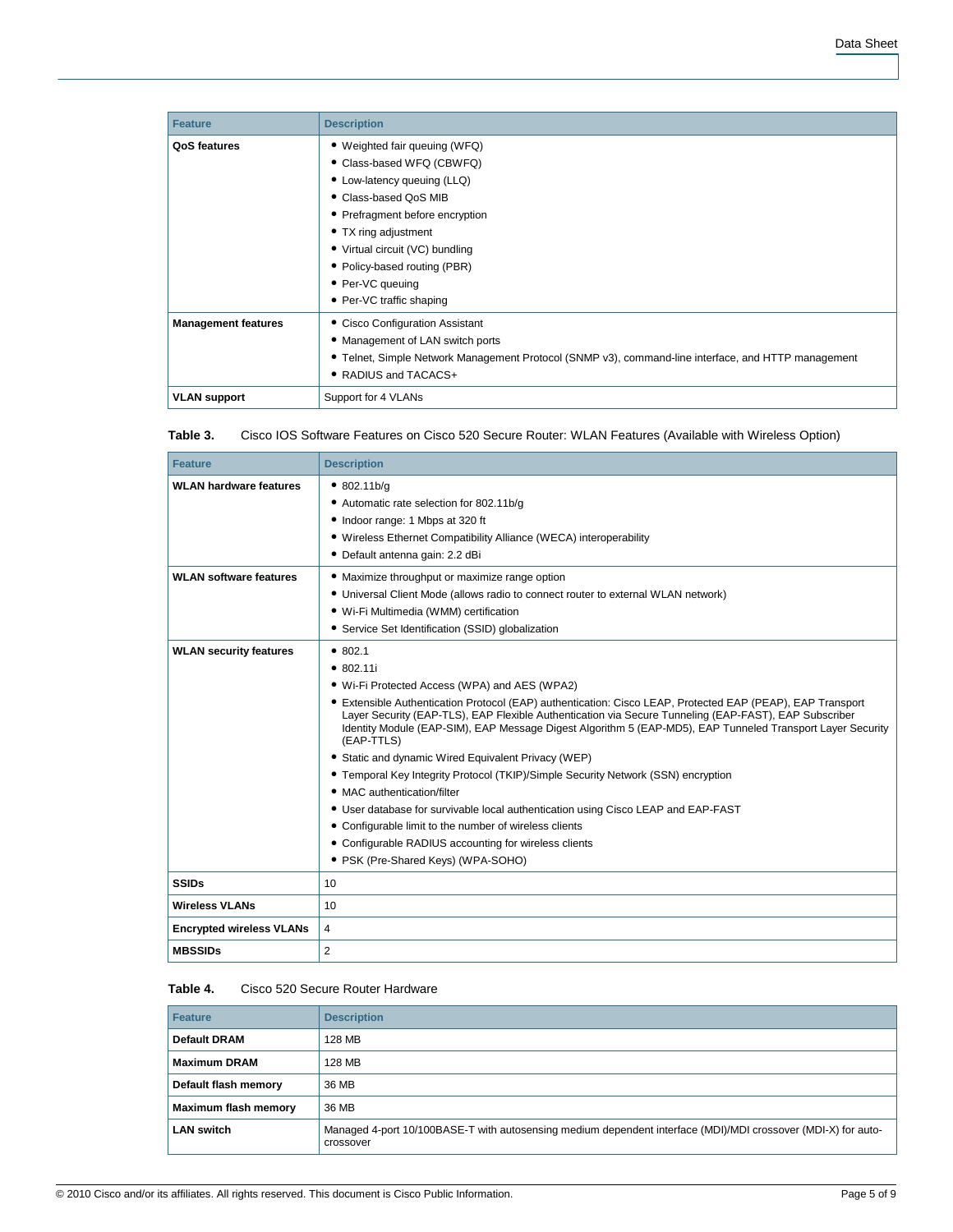| Feature | Description |
| --- | --- |
| **QoS features** | • Weighted fair queuing (WFQ)<br>• Class-based WFQ (CBWFQ)<br>• Low-latency queuing (LLQ)<br>• Class-based QoS MIB<br>• Prefragment before encryption<br>• TX ring adjustment<br>• Virtual circuit (VC) bundling<br>• Policy-based routing (PBR)<br>• Per-VC queuing<br>• Per-VC traffic shaping |
| **Management features** | • Cisco Configuration Assistant<br>• Management of LAN switch ports<br>• Telnet, Simple Network Management Protocol (SNMP v3), command-line interface, and HTTP management<br>• RADIUS and TACACS+ |
| **VLAN support** | Support for 4 VLANs |

**Table 3.** Cisco IOS Software Features on Cisco 520 Secure Router: WLAN Features (Available with Wireless Option)

| Feature | Description |
| --- | --- |
| **WLAN hardware features** | • 802.11b/g<br>• Automatic rate selection for 802.11b/g<br>• Indoor range: 1 Mbps at 320 ft<br>• Wireless Ethernet Compatibility Alliance (WECA) interoperability<br>• Default antenna gain: 2.2 dBi |
| **WLAN software features** | • Maximize throughput or maximize range option<br>• Universal Client Mode (allows radio to connect router to external WLAN network)<br>• Wi-Fi Multimedia (WMM) certification<br>• Service Set Identification (SSID) globalization |
| **WLAN security features** | • 802.1<br>• 802.11i<br>• Wi-Fi Protected Access (WPA) and AES (WPA2)<br>• Extensible Authentication Protocol (EAP) authentication: Cisco LEAP, Protected EAP (PEAP), EAP Transport Layer Security (EAP-TLS), EAP Flexible Authentication via Secure Tunneling (EAP-FAST), EAP Subscriber Identity Module (EAP-SIM), EAP Message Digest Algorithm 5 (EAP-MD5), EAP Tunneled Transport Layer Security (EAP-TTLS)<br>• Static and dynamic Wired Equivalent Privacy (WEP)<br>• Temporal Key Integrity Protocol (TKIP)/Simple Security Network (SSN) encryption<br>• MAC authentication/filter<br>• User database for survivable local authentication using Cisco LEAP and EAP-FAST<br>• Configurable limit to the number of wireless clients<br>• Configurable RADIUS accounting for wireless clients<br>• PSK (Pre-Shared Keys) (WPA-SOHO) |
| **SSIDs** | 10 |
| **Wireless VLANs** | 10 |
| **Encrypted wireless VLANs** | 4 |
| **MBSSIDs** | 2 |

**Table 4.** Cisco 520 Secure Router Hardware

| Feature | Description |
| --- | --- |
| **Default DRAM** | 128 MB |
| **Maximum DRAM** | 128 MB |
| **Default flash memory** | 36 MB |
| **Maximum flash memory** | 36 MB |
| **LAN switch** | Managed 4-port 10/100BASE-T with autosensing medium dependent interface (MDI)/MDI crossover (MDI-X) for auto-crossover |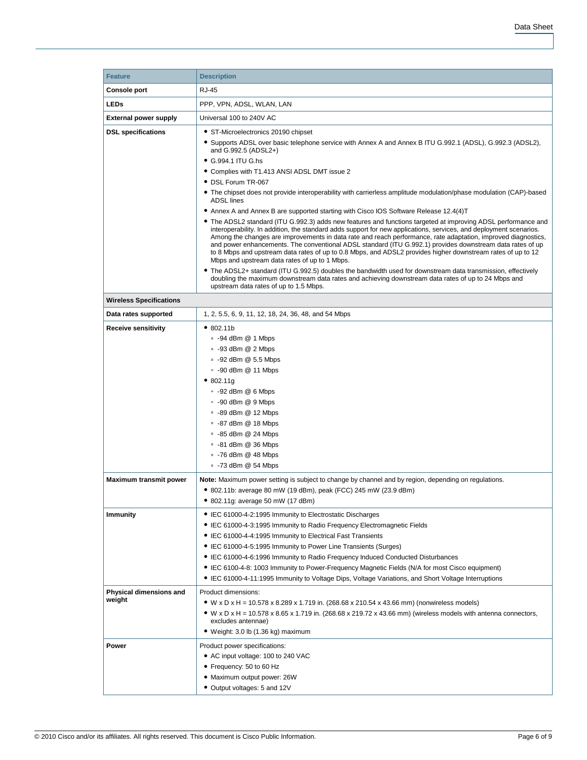| Feature | Description |
|---|---|
| **Console port** | RJ-45 |
| **LEDs** | PPP, VPN, ADSL, WLAN, LAN |
| **External power supply** | Universal 100 to 240V AC |
| **DSL specifications** | • ST-Microelectronics 20190 chipset<br>• Supports ADSL over basic telephone service with Annex A and Annex B ITU G.992.1 (ADSL), G.992.3 (ADSL2), and G.992.5 (ADSL2+)<br>• G.994.1 ITU G.hs<br>• Complies with T1.413 ANSI ADSL DMT issue 2<br>• DSL Forum TR-067<br>• The chipset does not provide interoperability with carrierless amplitude modulation/phase modulation (CAP)-based ADSL lines<br>• Annex A and Annex B are supported starting with Cisco IOS Software Release 12.4(4)T<br>• The ADSL2 standard (ITU G.992.3) adds new features and functions targeted at improving ADSL performance and interoperability. In addition, the standard adds support for new applications, services, and deployment scenarios. Among the changes are improvements in data rate and reach performance, rate adaptation, improved diagnostics, and power enhancements. The conventional ADSL standard (ITU G.992.1) provides downstream data rates of up to 8 Mbps and upstream data rates of up to 0.8 Mbps, and ADSL2 provides higher downstream rates of up to 12 Mbps and upstream data rates of up to 1 Mbps.<br>• The ADSL2+ standard (ITU G.992.5) doubles the bandwidth used for downstream data transmission, effectively doubling the maximum downstream data rates and achieving downstream data rates of up to 24 Mbps and upstream data rates of up to 1.5 Mbps. |
| **Wireless Specifications** | |
| **Data rates supported** | 1, 2, 5.5, 6, 9, 11, 12, 18, 24, 36, 48, and 54 Mbps |
| **Receive sensitivity** | • 802.11b<br>  ◦ -94 dBm @ 1 Mbps<br>  ◦ -93 dBm @ 2 Mbps<br>  ◦ -92 dBm @ 5.5 Mbps<br>  ◦ -90 dBm @ 11 Mbps<br>• 802.11g<br>  ◦ -92 dBm @ 6 Mbps<br>  ◦ -90 dBm @ 9 Mbps<br>  ◦ -89 dBm @ 12 Mbps<br>  ◦ -87 dBm @ 18 Mbps<br>  ◦ -85 dBm @ 24 Mbps<br>  ◦ -81 dBm @ 36 Mbps<br>  ◦ -76 dBm @ 48 Mbps<br>  ◦ -73 dBm @ 54 Mbps |
| **Maximum transmit power** | **Note:** Maximum power setting is subject to change by channel and by region, depending on regulations.<br>• 802.11b: average 80 mW (19 dBm), peak (FCC) 245 mW (23.9 dBm)<br>• 802.11g: average 50 mW (17 dBm) |
| **Immunity** | • IEC 61000-4-2:1995 Immunity to Electrostatic Discharges<br>• IEC 61000-4-3:1995 Immunity to Radio Frequency Electromagnetic Fields<br>• IEC 61000-4-4:1995 Immunity to Electrical Fast Transients<br>• IEC 61000-4-5:1995 Immunity to Power Line Transients (Surges)<br>• IEC 61000-4-6:1996 Immunity to Radio Frequency Induced Conducted Disturbances<br>• IEC 6100-4-8: 1003 Immunity to Power-Frequency Magnetic Fields (N/A for most Cisco equipment)<br>• IEC 61000-4-11:1995 Immunity to Voltage Dips, Voltage Variations, and Short Voltage Interruptions |
| **Physical dimensions and weight** | Product dimensions:<br>• W x D x H = 10.578 x 8.289 x 1.719 in. (268.68 x 210.54 x 43.66 mm) (nonwireless models)<br>• W x D x H = 10.578 x 8.65 x 1.719 in. (268.68 x 219.72 x 43.66 mm) (wireless models with antenna connectors, excludes antennae)<br>• Weight: 3.0 lb (1.36 kg) maximum |
| **Power** | Product power specifications:<br>• AC input voltage: 100 to 240 VAC<br>• Frequency: 50 to 60 Hz<br>• Maximum output power: 26W<br>• Output voltages: 5 and 12V |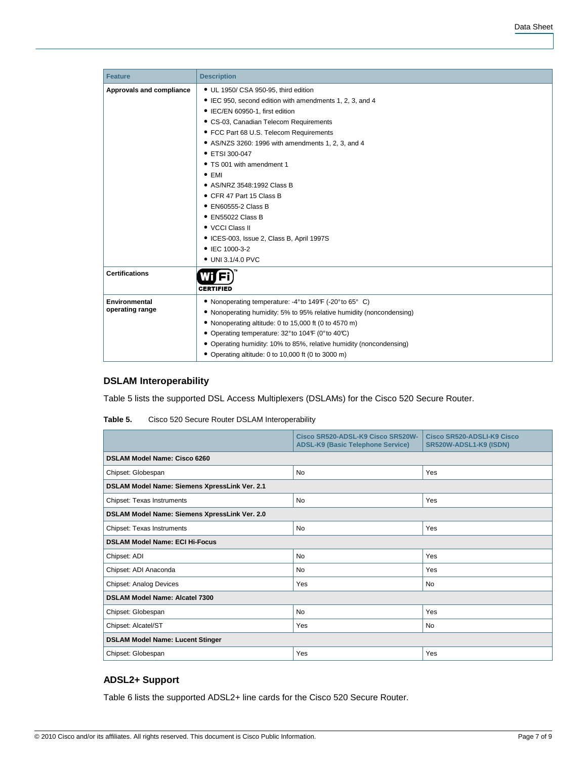| Feature | Description |
|---|---|
| **Approvals and compliance** | • UL 1950/ CSA 950-95, third edition<br>• IEC 950, second edition with amendments 1, 2, 3, and 4<br>• IEC/EN 60950-1, first edition<br>• CS-03, Canadian Telecom Requirements<br>• FCC Part 68 U.S. Telecom Requirements<br>• AS/NZS 3260: 1996 with amendments 1, 2, 3, and 4<br>• ETSI 300-047<br>• TS 001 with amendment 1<br>• EMI<br>• AS/NRZ 3548:1992 Class B<br>• CFR 47 Part 15 Class B<br>• EN60555-2 Class B<br>• EN55022 Class B<br>• VCCI Class II<br>• ICES-003, Issue 2, Class B, April 1997S<br>• IEC 1000-3-2<br>• UNI 3.1/4.0 PVC |
| **Certifications** | Wi Fi CERTIFIED |
| **Environmental operating range** | • Nonoperating temperature: -4°to 149°F (-20°to 65° C)<br>• Nonoperating humidity: 5% to 95% relative humidity (noncondensing)<br>• Nonoperating altitude: 0 to 15,000 ft (0 to 4570 m)<br>• Operating temperature: 32°to 104°F (0°to 40°C)<br>• Operating humidity: 10% to 85%, relative humidity (noncondensing)<br>• Operating altitude: 0 to 10,000 ft (0 to 3000 m) |

### DSLAM Interoperability

Table 5 lists the supported DSL Access Multiplexers (DSLAMs) for the Cisco 520 Secure Router.

**Table 5.** Cisco 520 Secure Router DSLAM Interoperability

| | Cisco SR520-ADSL-K9 Cisco SR520W-ADSL-K9 (Basic Telephone Service) | Cisco SR520-ADSLI-K9 Cisco SR520W-ADSL1-K9 (ISDN) |
|---|---|---|
| **DSLAM Model Name: Cisco 6260** | | |
| Chipset: Globespan | No | Yes |
| **DSLAM Model Name: Siemens XpressLink Ver. 2.1** | | |
| Chipset: Texas Instruments | No | Yes |
| **DSLAM Model Name: Siemens XpressLink Ver. 2.0** | | |
| Chipset: Texas Instruments | No | Yes |
| **DSLAM Model Name: ECI Hi-Focus** | | |
| Chipset: ADI | No | Yes |
| Chipset: ADI Anaconda | No | Yes |
| Chipset: Analog Devices | Yes | No |
| **DSLAM Model Name: Alcatel 7300** | | |
| Chipset: Globespan | No | Yes |
| Chipset: Alcatel/ST | Yes | No |
| **DSLAM Model Name: Lucent Stinger** | | |
| Chipset: Globespan | Yes | Yes |

### ADSL2+ Support

Table 6 lists the supported ADSL2+ line cards for the Cisco 520 Secure Router.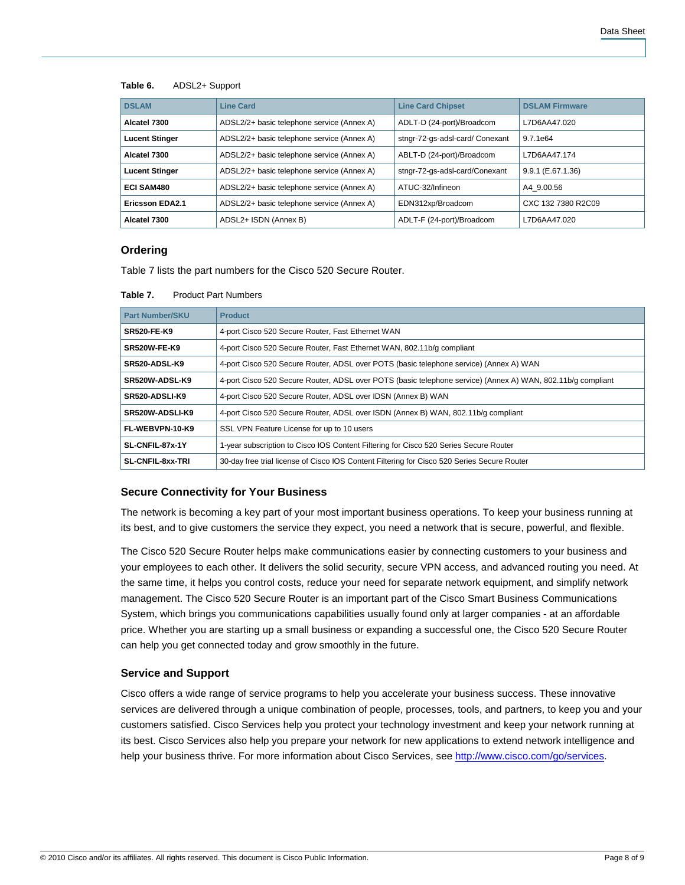**Table 6.** ADSL2+ Support

| DSLAM | Line Card | Line Card Chipset | DSLAM Firmware |
| --- | --- | --- | --- |
| **Alcatel 7300** | ADSL2/2+ basic telephone service (Annex A) | ADLT-D (24-port)/Broadcom | L7D6AA47.020 |
| **Lucent Stinger** | ADSL2/2+ basic telephone service (Annex A) | stngr-72-gs-adsl-card/ Conexant | 9.7.1e64 |
| **Alcatel 7300** | ADSL2/2+ basic telephone service (Annex A) | ABLT-D (24-port)/Broadcom | L7D6AA47.174 |
| **Lucent Stinger** | ADSL2/2+ basic telephone service (Annex A) | stngr-72-gs-adsl-card/Conexant | 9.9.1 (E.67.1.36) |
| **ECI SAM480** | ADSL2/2+ basic telephone service (Annex A) | ATUC-32/Infineon | A4_9.00.56 |
| **Ericsson EDA2.1** | ADSL2/2+ basic telephone service (Annex A) | EDN312xp/Broadcom | CXC 132 7380 R2C09 |
| **Alcatel 7300** | ADSL2+ ISDN (Annex B) | ADLT-F (24-port)/Broadcom | L7D6AA47.020 |

## Ordering

Table 7 lists the part numbers for the Cisco 520 Secure Router.

**Table 7.** Product Part Numbers

| Part Number/SKU | Product |
| --- | --- |
| **SR520-FE-K9** | 4-port Cisco 520 Secure Router, Fast Ethernet WAN |
| **SR520W-FE-K9** | 4-port Cisco 520 Secure Router, Fast Ethernet WAN, 802.11b/g compliant |
| **SR520-ADSL-K9** | 4-port Cisco 520 Secure Router, ADSL over POTS (basic telephone service) (Annex A) WAN |
| **SR520W-ADSL-K9** | 4-port Cisco 520 Secure Router, ADSL over POTS (basic telephone service) (Annex A) WAN, 802.11b/g compliant |
| **SR520-ADSLI-K9** | 4-port Cisco 520 Secure Router, ADSL over IDSN (Annex B) WAN |
| **SR520W-ADSLI-K9** | 4-port Cisco 520 Secure Router, ADSL over ISDN (Annex B) WAN, 802.11b/g compliant |
| **FL-WEBVPN-10-K9** | SSL VPN Feature License for up to 10 users |
| **SL-CNFIL-87x-1Y** | 1-year subscription to Cisco IOS Content Filtering for Cisco 520 Series Secure Router |
| **SL-CNFIL-8xx-TRI** | 30-day free trial license of Cisco IOS Content Filtering for Cisco 520 Series Secure Router |

### Secure Connectivity for Your Business

The network is becoming a key part of your most important business operations. To keep your business running at its best, and to give customers the service they expect, you need a network that is secure, powerful, and flexible.

The Cisco 520 Secure Router helps make communications easier by connecting customers to your business and your employees to each other. It delivers the solid security, secure VPN access, and advanced routing you need. At the same time, it helps you control costs, reduce your need for separate network equipment, and simplify network management. The Cisco 520 Secure Router is an important part of the Cisco Smart Business Communications System, which brings you communications capabilities usually found only at larger companies - at an affordable price. Whether you are starting up a small business or expanding a successful one, the Cisco 520 Secure Router can help you get connected today and grow smoothly in the future.

### Service and Support

Cisco offers a wide range of service programs to help you accelerate your business success. These innovative services are delivered through a unique combination of people, processes, tools, and partners, to keep you and your customers satisfied. Cisco Services help you protect your technology investment and keep your network running at its best. Cisco Services also help you prepare your network for new applications to extend network intelligence and help your business thrive. For more information about Cisco Services, see http://www.cisco.com/go/services.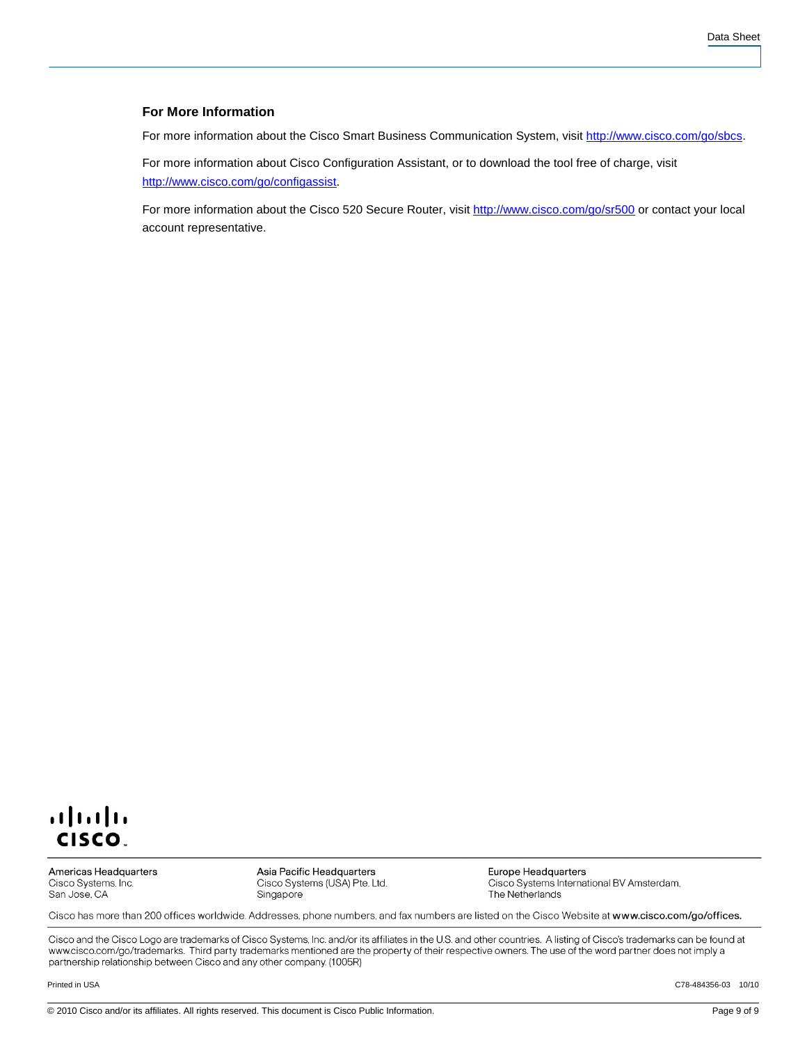## For More Information

For more information about the Cisco Smart Business Communication System, visit http://www.cisco.com/go/sbcs.

For more information about Cisco Configuration Assistant, or to download the tool free of charge, visit http://www.cisco.com/go/configassist.

For more information about the Cisco 520 Secure Router, visit http://www.cisco.com/go/sr500 or contact your local account representative.

Americas Headquarters
Cisco Systems, Inc.
San Jose, CA

Asia Pacific Headquarters
Cisco Systems (USA) Pte. Ltd.
Singapore

Europe Headquarters
Cisco Systems International BV Amsterdam,
The Netherlands

Cisco has more than 200 offices worldwide. Addresses, phone numbers, and fax numbers are listed on the Cisco Website at **www.cisco.com/go/offices.**

Cisco and the Cisco Logo are trademarks of Cisco Systems, Inc. and/or its affiliates in the U.S. and other countries. A listing of Cisco's trademarks can be found at www.cisco.com/go/trademarks. Third party trademarks mentioned are the property of their respective owners. The use of the word partner does not imply a partnership relationship between Cisco and any other company. (1005R)

Printed in USA C78-484356-03 10/10